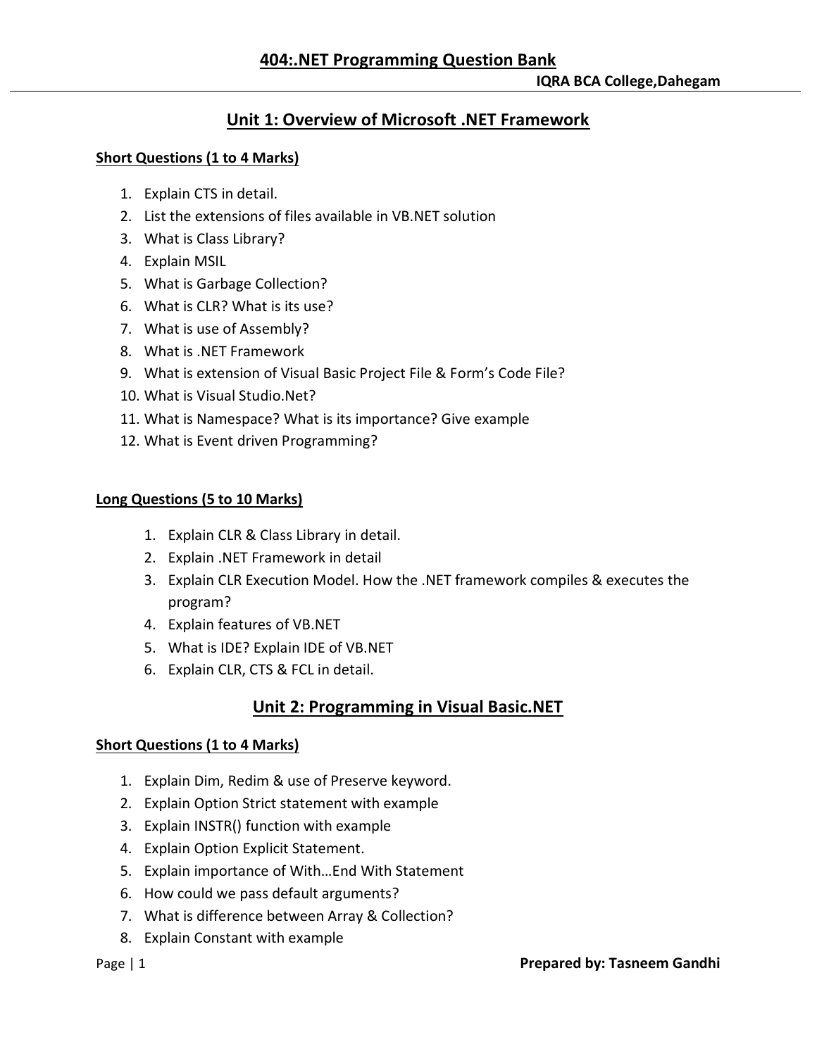# 404:.NET Programming Question Bank

**IQRA BCA College,Dahegam**

## Unit 1: Overview of Microsoft .NET Framework

**Short Questions (1 to 4 Marks)**

1. Explain CTS in detail.
2. List the extensions of files available in VB.NET solution
3. What is Class Library?
4. Explain MSIL
5. What is Garbage Collection?
6. What is CLR? What is its use?
7. What is use of Assembly?
8. What is .NET Framework
9. What is extension of Visual Basic Project File & Form's Code File?
10. What is Visual Studio.Net?
11. What is Namespace? What is its importance? Give example
12. What is Event driven Programming?

**Long Questions (5 to 10 Marks)**

1. Explain CLR & Class Library in detail.
2. Explain .NET Framework in detail
3. Explain CLR Execution Model. How the .NET framework compiles & executes the program?
4. Explain features of VB.NET
5. What is IDE? Explain IDE of VB.NET
6. Explain CLR, CTS & FCL in detail.

## Unit 2: Programming in Visual Basic.NET

**Short Questions (1 to 4 Marks)**

1. Explain Dim, Redim & use of Preserve keyword.
2. Explain Option Strict statement with example
3. Explain INSTR() function with example
4. Explain Option Explicit Statement.
5. Explain importance of With…End With Statement
6. How could we pass default arguments?
7. What is difference between Array & Collection?
8. Explain Constant with example

**Prepared by: Tasneem Gandhi**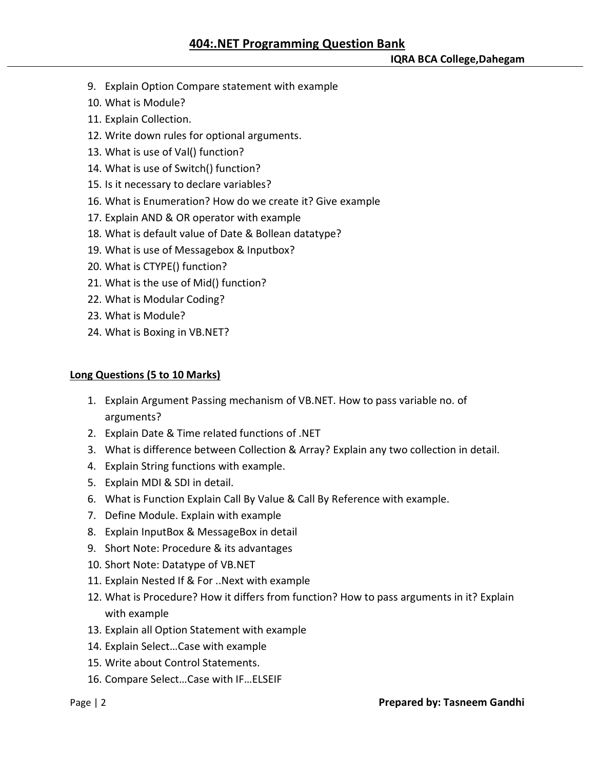9. Explain Option Compare statement with example
10. What is Module?
11. Explain Collection.
12. Write down rules for optional arguments.
13. What is use of Val() function?
14. What is use of Switch() function?
15. Is it necessary to declare variables?
16. What is Enumeration? How do we create it? Give example
17. Explain AND & OR operator with example
18. What is default value of Date & Bollean datatype?
19. What is use of Messagebox & Inputbox?
20. What is CTYPE() function?
21. What is the use of Mid() function?
22. What is Modular Coding?
23. What is Module?
24. What is Boxing in VB.NET?

**Long Questions (5 to 10 Marks)**

1. Explain Argument Passing mechanism of VB.NET. How to pass variable no. of arguments?
2. Explain Date & Time related functions of .NET
3. What is difference between Collection & Array? Explain any two collection in detail.
4. Explain String functions with example.
5. Explain MDI & SDI in detail.
6. What is Function Explain Call By Value & Call By Reference with example.
7. Define Module. Explain with example
8. Explain InputBox & MessageBox in detail
9. Short Note: Procedure & its advantages
10. Short Note: Datatype of VB.NET
11. Explain Nested If & For ..Next with example
12. What is Procedure? How it differs from function? How to pass arguments in it? Explain with example
13. Explain all Option Statement with example
14. Explain Select…Case with example
15. Write about Control Statements.
16. Compare Select…Case with IF…ELSEIF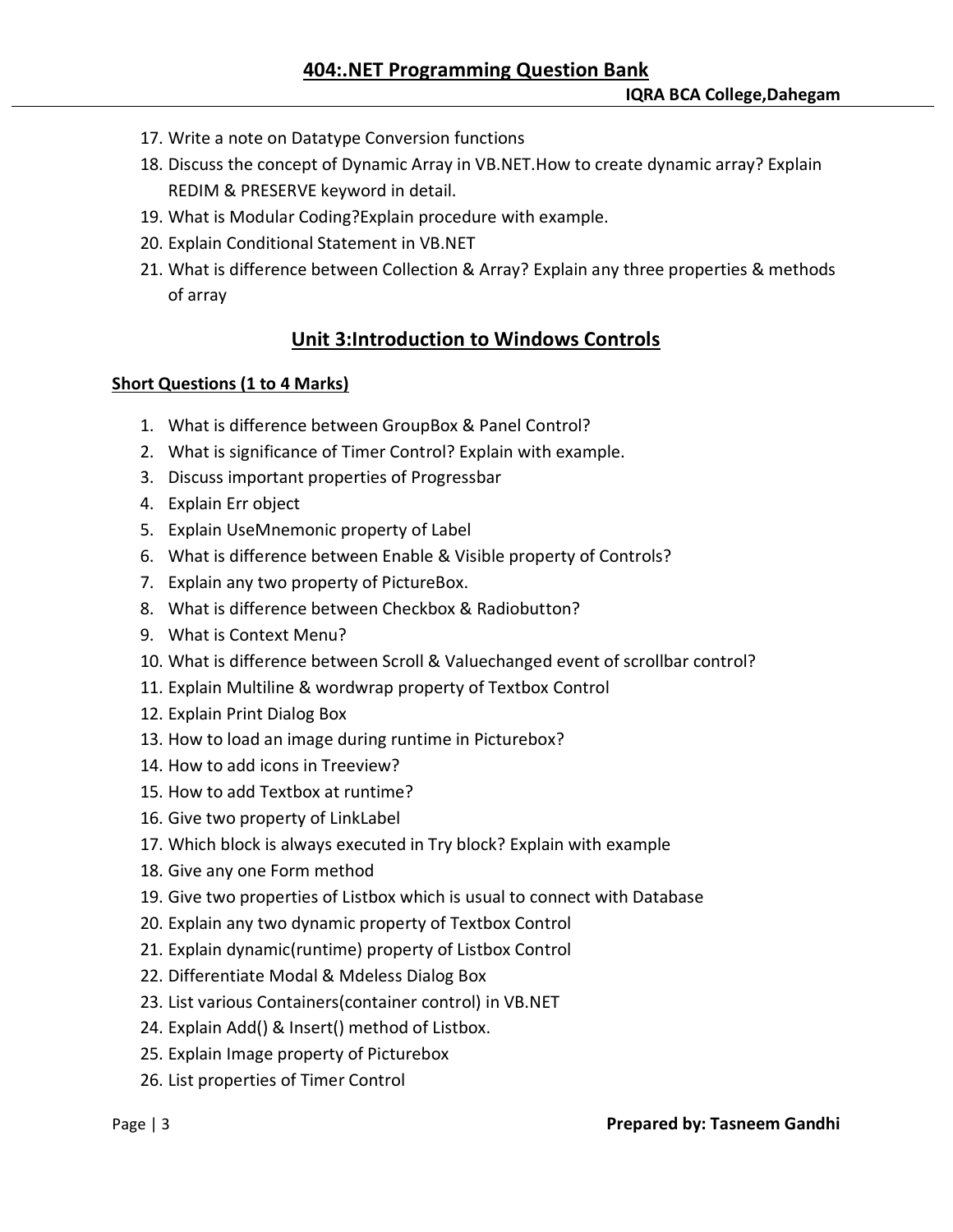17. Write a note on Datatype Conversion functions
18. Discuss the concept of Dynamic Array in VB.NET.How to create dynamic array? Explain REDIM & PRESERVE keyword in detail.
19. What is Modular Coding?Explain procedure with example.
20. Explain Conditional Statement in VB.NET
21. What is difference between Collection & Array? Explain any three properties & methods of array

## Unit 3:Introduction to Windows Controls

**Short Questions (1 to 4 Marks)**

1. What is difference between GroupBox & Panel Control?
2. What is significance of Timer Control? Explain with example.
3. Discuss important properties of Progressbar
4. Explain Err object
5. Explain UseMnemonic property of Label
6. What is difference between Enable & Visible property of Controls?
7. Explain any two property of PictureBox.
8. What is difference between Checkbox & Radiobutton?
9. What is Context Menu?
10. What is difference between Scroll & Valuechanged event of scrollbar control?
11. Explain Multiline & wordwrap property of Textbox Control
12. Explain Print Dialog Box
13. How to load an image during runtime in Picturebox?
14. How to add icons in Treeview?
15. How to add Textbox at runtime?
16. Give two property of LinkLabel
17. Which block is always executed in Try block? Explain with example
18. Give any one Form method
19. Give two properties of Listbox which is usual to connect with Database
20. Explain any two dynamic property of Textbox Control
21. Explain dynamic(runtime) property of Listbox Control
22. Differentiate Modal & Mdeless Dialog Box
23. List various Containers(container control) in VB.NET
24. Explain Add() & Insert() method of Listbox.
25. Explain Image property of Picturebox
26. List properties of Timer Control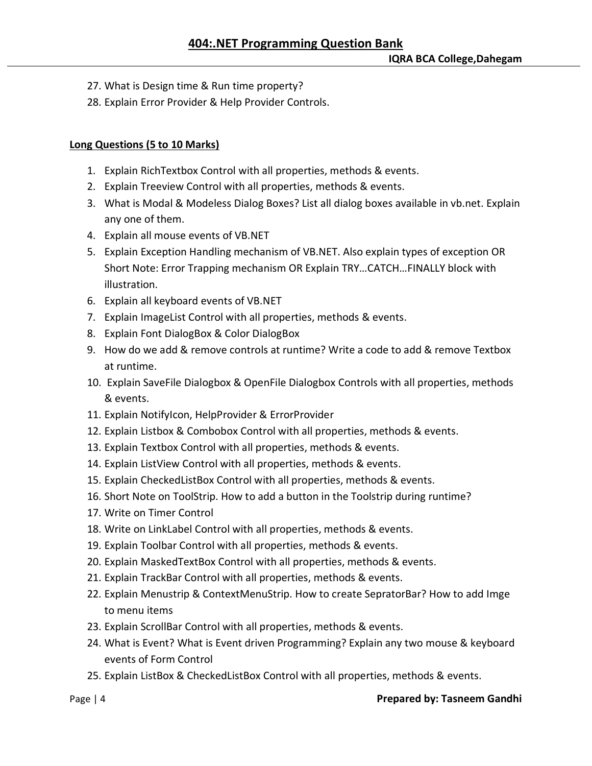27. What is Design time & Run time property?
28. Explain Error Provider & Help Provider Controls.

**Long Questions (5 to 10 Marks)**

1. Explain RichTextbox Control with all properties, methods & events.
2. Explain Treeview Control with all properties, methods & events.
3. What is Modal & Modeless Dialog Boxes? List all dialog boxes available in vb.net. Explain any one of them.
4. Explain all mouse events of VB.NET
5. Explain Exception Handling mechanism of VB.NET. Also explain types of exception OR Short Note: Error Trapping mechanism OR Explain TRY…CATCH…FINALLY block with illustration.
6. Explain all keyboard events of VB.NET
7. Explain ImageList Control with all properties, methods & events.
8. Explain Font DialogBox & Color DialogBox
9. How do we add & remove controls at runtime? Write a code to add & remove Textbox at runtime.
10. Explain SaveFile Dialogbox & OpenFile Dialogbox Controls with all properties, methods & events.
11. Explain NotifyIcon, HelpProvider & ErrorProvider
12. Explain Listbox & Combobox Control with all properties, methods & events.
13. Explain Textbox Control with all properties, methods & events.
14. Explain ListView Control with all properties, methods & events.
15. Explain CheckedListBox Control with all properties, methods & events.
16. Short Note on ToolStrip. How to add a button in the Toolstrip during runtime?
17. Write on Timer Control
18. Write on LinkLabel Control with all properties, methods & events.
19. Explain Toolbar Control with all properties, methods & events.
20. Explain MaskedTextBox Control with all properties, methods & events.
21. Explain TrackBar Control with all properties, methods & events.
22. Explain Menustrip & ContextMenuStrip. How to create SepratorBar? How to add Imge to menu items
23. Explain ScrollBar Control with all properties, methods & events.
24. What is Event? What is Event driven Programming? Explain any two mouse & keyboard events of Form Control
25. Explain ListBox & CheckedListBox Control with all properties, methods & events.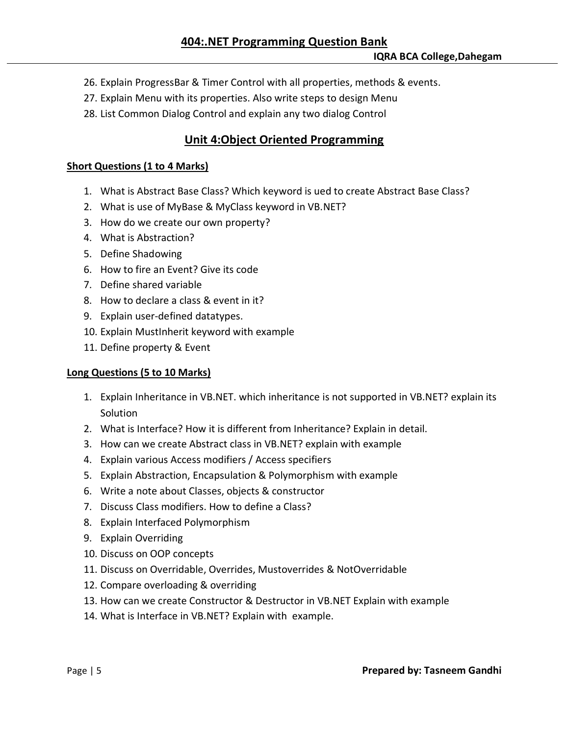26. Explain ProgressBar & Timer Control with all properties, methods & events.
27. Explain Menu with its properties. Also write steps to design Menu
28. List Common Dialog Control and explain any two dialog Control

## Unit 4:Object Oriented Programming

### Short Questions (1 to 4 Marks)

1. What is Abstract Base Class? Which keyword is ued to create Abstract Base Class?
2. What is use of MyBase & MyClass keyword in VB.NET?
3. How do we create our own property?
4. What is Abstraction?
5. Define Shadowing
6. How to fire an Event? Give its code
7. Define shared variable
8. How to declare a class & event in it?
9. Explain user-defined datatypes.
10. Explain MustInherit keyword with example
11. Define property & Event

### Long Questions (5 to 10 Marks)

1. Explain Inheritance in VB.NET. which inheritance is not supported in VB.NET? explain its Solution
2. What is Interface? How it is different from Inheritance? Explain in detail.
3. How can we create Abstract class in VB.NET? explain with example
4. Explain various Access modifiers / Access specifiers
5. Explain Abstraction, Encapsulation & Polymorphism with example
6. Write a note about Classes, objects & constructor
7. Discuss Class modifiers. How to define a Class?
8. Explain Interfaced Polymorphism
9. Explain Overriding
10. Discuss on OOP concepts
11. Discuss on Overridable, Overrides, Mustoverrides & NotOverridable
12. Compare overloading & overriding
13. How can we create Constructor & Destructor in VB.NET Explain with example
14. What is Interface in VB.NET? Explain with example.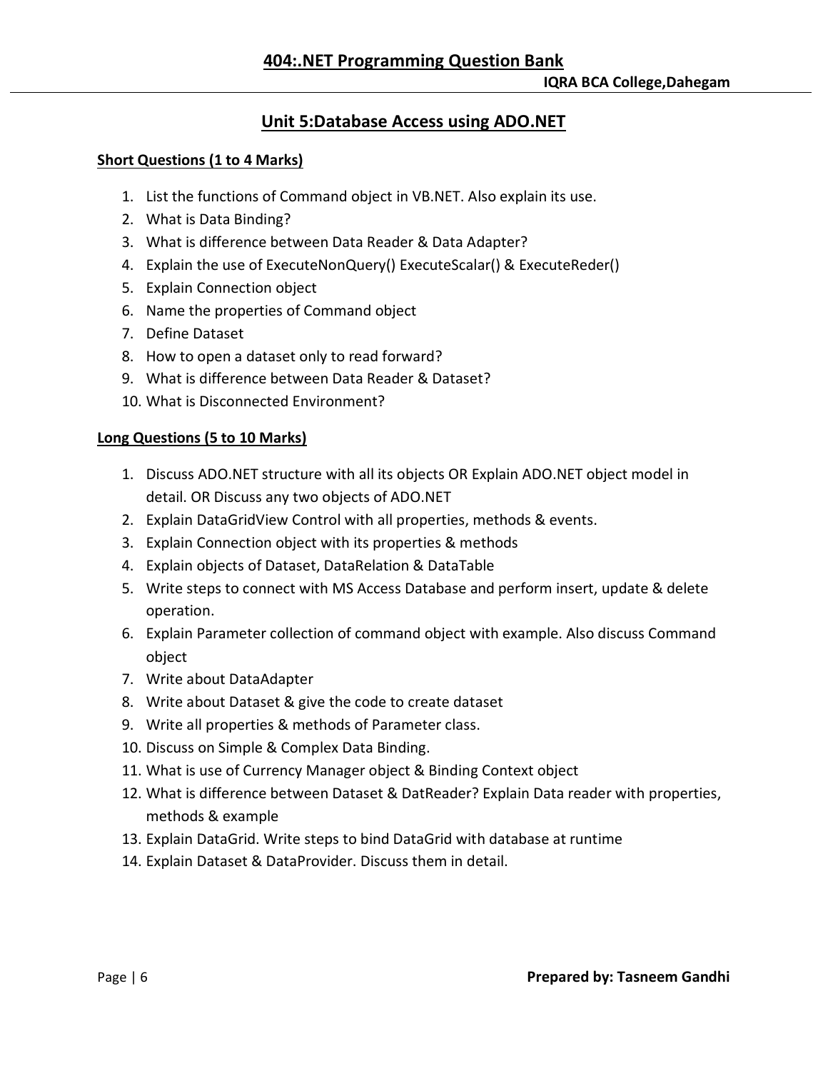## Unit 5:Database Access using ADO.NET

**Short Questions (1 to 4 Marks)**

1. List the functions of Command object in VB.NET. Also explain its use.
2. What is Data Binding?
3. What is difference between Data Reader & Data Adapter?
4. Explain the use of ExecuteNonQuery() ExecuteScalar() & ExecuteReder()
5. Explain Connection object
6. Name the properties of Command object
7. Define Dataset
8. How to open a dataset only to read forward?
9. What is difference between Data Reader & Dataset?
10. What is Disconnected Environment?

**Long Questions (5 to 10 Marks)**

1. Discuss ADO.NET structure with all its objects OR Explain ADO.NET object model in detail. OR Discuss any two objects of ADO.NET
2. Explain DataGridView Control with all properties, methods & events.
3. Explain Connection object with its properties & methods
4. Explain objects of Dataset, DataRelation & DataTable
5. Write steps to connect with MS Access Database and perform insert, update & delete operation.
6. Explain Parameter collection of command object with example. Also discuss Command object
7. Write about DataAdapter
8. Write about Dataset & give the code to create dataset
9. Write all properties & methods of Parameter class.
10. Discuss on Simple & Complex Data Binding.
11. What is use of Currency Manager object & Binding Context object
12. What is difference between Dataset & DatReader? Explain Data reader with properties, methods & example
13. Explain DataGrid. Write steps to bind DataGrid with database at runtime
14. Explain Dataset & DataProvider. Discuss them in detail.